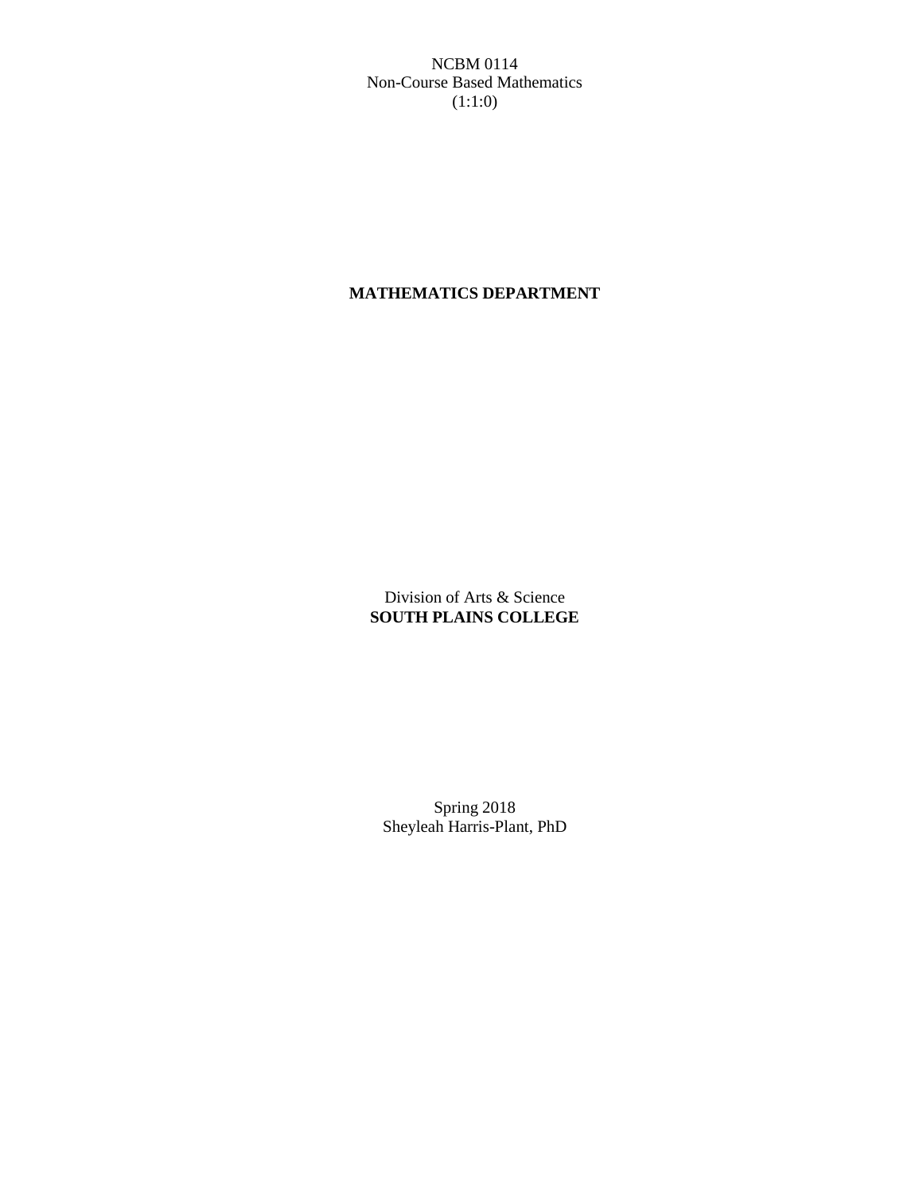NCBM 0114
Non-Course Based Mathematics
(1:1:0)

**MATHEMATICS DEPARTMENT**

Division of Arts & Science
**SOUTH PLAINS COLLEGE**

Spring 2018
Sheyleah Harris-Plant, PhD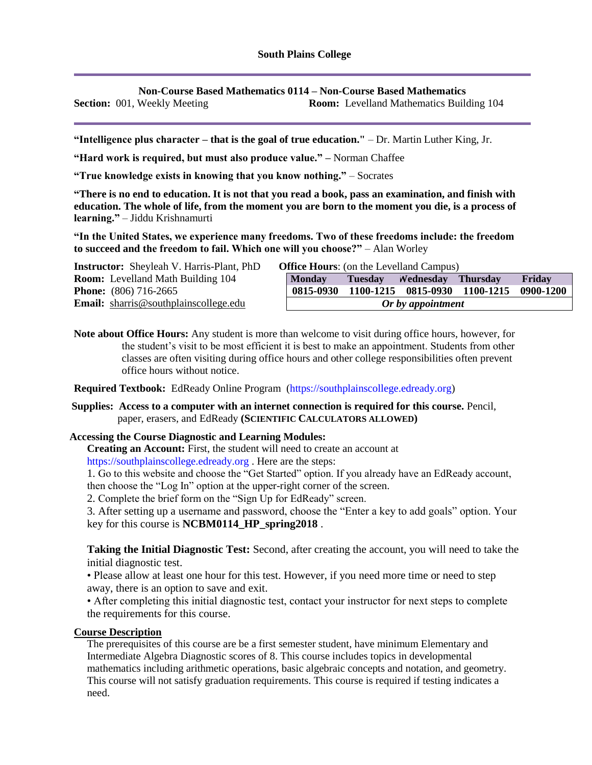**South Plains College**

---

**Non-Course Based Mathematics 0114 – Non-Course Based Mathematics**

**Section:** 001, Weekly Meeting **Room:** Levelland Mathematics Building 104

---

**"Intelligence plus character – that is the goal of true education."** – Dr. Martin Luther King, Jr.

**"Hard work is required, but must also produce value." –** Norman Chaffee

**"True knowledge exists in knowing that you know nothing."** – Socrates

**"There is no end to education. It is not that you read a book, pass an examination, and finish with education. The whole of life, from the moment you are born to the moment you die, is a process of learning."** – Jiddu Krishnamurti

**"In the United States, we experience many freedoms. Two of these freedoms include: the freedom to succeed and the freedom to fail. Which one will you choose?"** – Alan Worley

**Instructor:** Sheyleah V. Harris-Plant, PhD
**Room:** Levelland Math Building 104
**Phone:** (806) 716-2665
**Email:** sharris@southplainscollege.edu

**Office Hours**: (on the Levelland Campus)

| Monday | Tuesday | Wednesday | Thursday | Friday |
|---|---|---|---|---|
| 0815-0930 | 1100-1215 | 0815-0930 | 1100-1215 | 0900-1200 |
| *Or by appointment* | | | | |

**Note about Office Hours:** Any student is more than welcome to visit during office hours, however, for the student's visit to be most efficient it is best to make an appointment. Students from other classes are often visiting during office hours and other college responsibilities often prevent office hours without notice.

**Required Textbook:** EdReady Online Program (https://southplainscollege.edready.org)

**Supplies: Access to a computer with an internet connection is required for this course.** Pencil, paper, erasers, and EdReady **(SCIENTIFIC CALCULATORS ALLOWED)**

**Accessing the Course Diagnostic and Learning Modules:**

**Creating an Account:** First, the student will need to create an account at https://southplainscollege.edready.org . Here are the steps:

1. Go to this website and choose the "Get Started" option. If you already have an EdReady account, then choose the "Log In" option at the upper-right corner of the screen.
2. Complete the brief form on the "Sign Up for EdReady" screen.
3. After setting up a username and password, choose the "Enter a key to add goals" option. Your key for this course is **NCBM0114_HP_spring2018** .

**Taking the Initial Diagnostic Test:** Second, after creating the account, you will need to take the initial diagnostic test.

- Please allow at least one hour for this test. However, if you need more time or need to step away, there is an option to save and exit.
- After completing this initial diagnostic test, contact your instructor for next steps to complete the requirements for this course.

## Course Description

The prerequisites of this course are be a first semester student, have minimum Elementary and Intermediate Algebra Diagnostic scores of 8. This course includes topics in developmental mathematics including arithmetic operations, basic algebraic concepts and notation, and geometry. This course will not satisfy graduation requirements. This course is required if testing indicates a need.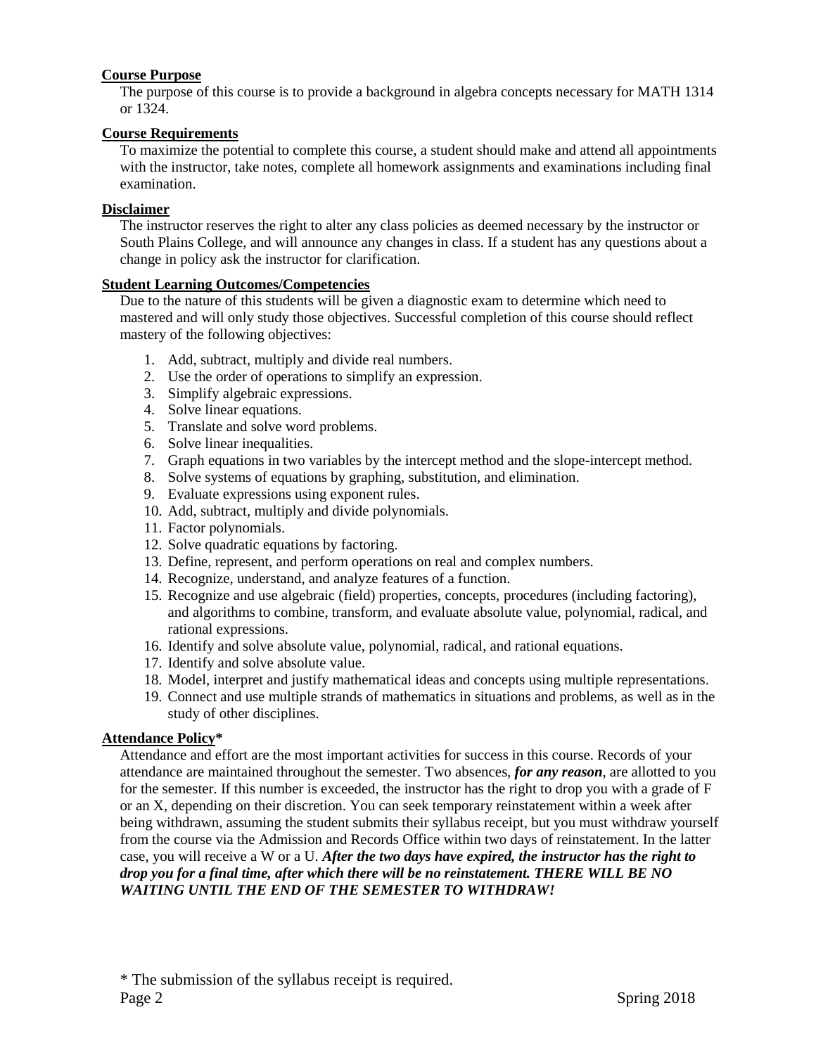**Course Purpose**

The purpose of this course is to provide a background in algebra concepts necessary for MATH 1314 or 1324.

**Course Requirements**

To maximize the potential to complete this course, a student should make and attend all appointments with the instructor, take notes, complete all homework assignments and examinations including final examination.

**Disclaimer**

The instructor reserves the right to alter any class policies as deemed necessary by the instructor or South Plains College, and will announce any changes in class. If a student has any questions about a change in policy ask the instructor for clarification.

**Student Learning Outcomes/Competencies**

Due to the nature of this students will be given a diagnostic exam to determine which need to mastered and will only study those objectives. Successful completion of this course should reflect mastery of the following objectives:

1. Add, subtract, multiply and divide real numbers.
2. Use the order of operations to simplify an expression.
3. Simplify algebraic expressions.
4. Solve linear equations.
5. Translate and solve word problems.
6. Solve linear inequalities.
7. Graph equations in two variables by the intercept method and the slope-intercept method.
8. Solve systems of equations by graphing, substitution, and elimination.
9. Evaluate expressions using exponent rules.
10. Add, subtract, multiply and divide polynomials.
11. Factor polynomials.
12. Solve quadratic equations by factoring.
13. Define, represent, and perform operations on real and complex numbers.
14. Recognize, understand, and analyze features of a function.
15. Recognize and use algebraic (field) properties, concepts, procedures (including factoring), and algorithms to combine, transform, and evaluate absolute value, polynomial, radical, and rational expressions.
16. Identify and solve absolute value, polynomial, radical, and rational equations.
17. Identify and solve absolute value.
18. Model, interpret and justify mathematical ideas and concepts using multiple representations.
19. Connect and use multiple strands of mathematics in situations and problems, as well as in the study of other disciplines.

**Attendance Policy***

Attendance and effort are the most important activities for success in this course. Records of your attendance are maintained throughout the semester. Two absences, ***for any reason***, are allotted to you for the semester. If this number is exceeded, the instructor has the right to drop you with a grade of F or an X, depending on their discretion. You can seek temporary reinstatement within a week after being withdrawn, assuming the student submits their syllabus receipt, but you must withdraw yourself from the course via the Admission and Records Office within two days of reinstatement. In the latter case, you will receive a W or a U. ***After the two days have expired, the instructor has the right to drop you for a final time, after which there will be no reinstatement. THERE WILL BE NO WAITING UNTIL THE END OF THE SEMESTER TO WITHDRAW!***

\* The submission of the syllabus receipt is required.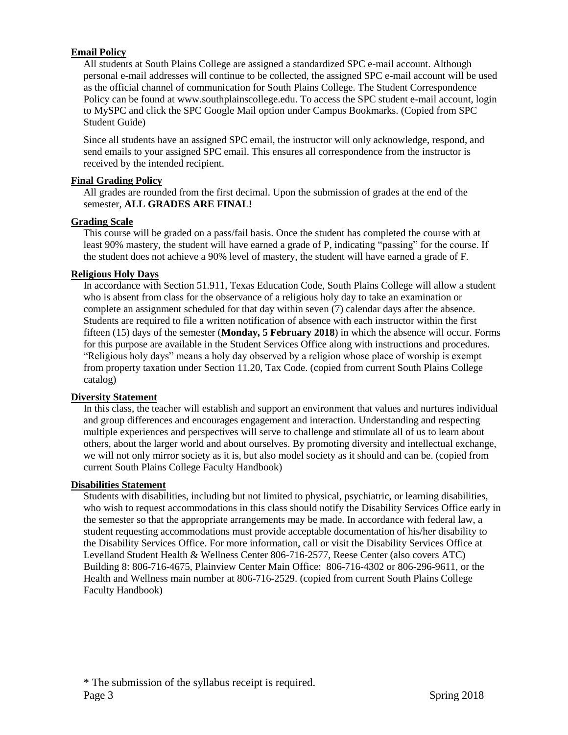**Email Policy**

All students at South Plains College are assigned a standardized SPC e-mail account. Although personal e-mail addresses will continue to be collected, the assigned SPC e-mail account will be used as the official channel of communication for South Plains College. The Student Correspondence Policy can be found at www.southplainscollege.edu. To access the SPC student e-mail account, login to MySPC and click the SPC Google Mail option under Campus Bookmarks. (Copied from SPC Student Guide)

Since all students have an assigned SPC email, the instructor will only acknowledge, respond, and send emails to your assigned SPC email. This ensures all correspondence from the instructor is received by the intended recipient.

**Final Grading Policy**

All grades are rounded from the first decimal. Upon the submission of grades at the end of the semester, **ALL GRADES ARE FINAL!**

**Grading Scale**

This course will be graded on a pass/fail basis. Once the student has completed the course with at least 90% mastery, the student will have earned a grade of P, indicating "passing" for the course. If the student does not achieve a 90% level of mastery, the student will have earned a grade of F.

**Religious Holy Days**

In accordance with Section 51.911, Texas Education Code, South Plains College will allow a student who is absent from class for the observance of a religious holy day to take an examination or complete an assignment scheduled for that day within seven (7) calendar days after the absence. Students are required to file a written notification of absence with each instructor within the first fifteen (15) days of the semester (**Monday, 5 February 2018**) in which the absence will occur. Forms for this purpose are available in the Student Services Office along with instructions and procedures. "Religious holy days" means a holy day observed by a religion whose place of worship is exempt from property taxation under Section 11.20, Tax Code. (copied from current South Plains College catalog)

**Diversity Statement**

In this class, the teacher will establish and support an environment that values and nurtures individual and group differences and encourages engagement and interaction. Understanding and respecting multiple experiences and perspectives will serve to challenge and stimulate all of us to learn about others, about the larger world and about ourselves. By promoting diversity and intellectual exchange, we will not only mirror society as it is, but also model society as it should and can be. (copied from current South Plains College Faculty Handbook)

**Disabilities Statement**

Students with disabilities, including but not limited to physical, psychiatric, or learning disabilities, who wish to request accommodations in this class should notify the Disability Services Office early in the semester so that the appropriate arrangements may be made. In accordance with federal law, a student requesting accommodations must provide acceptable documentation of his/her disability to the Disability Services Office. For more information, call or visit the Disability Services Office at Levelland Student Health & Wellness Center 806-716-2577, Reese Center (also covers ATC) Building 8: 806-716-4675, Plainview Center Main Office: 806-716-4302 or 806-296-9611, or the Health and Wellness main number at 806-716-2529. (copied from current South Plains College Faculty Handbook)

* The submission of the syllabus receipt is required.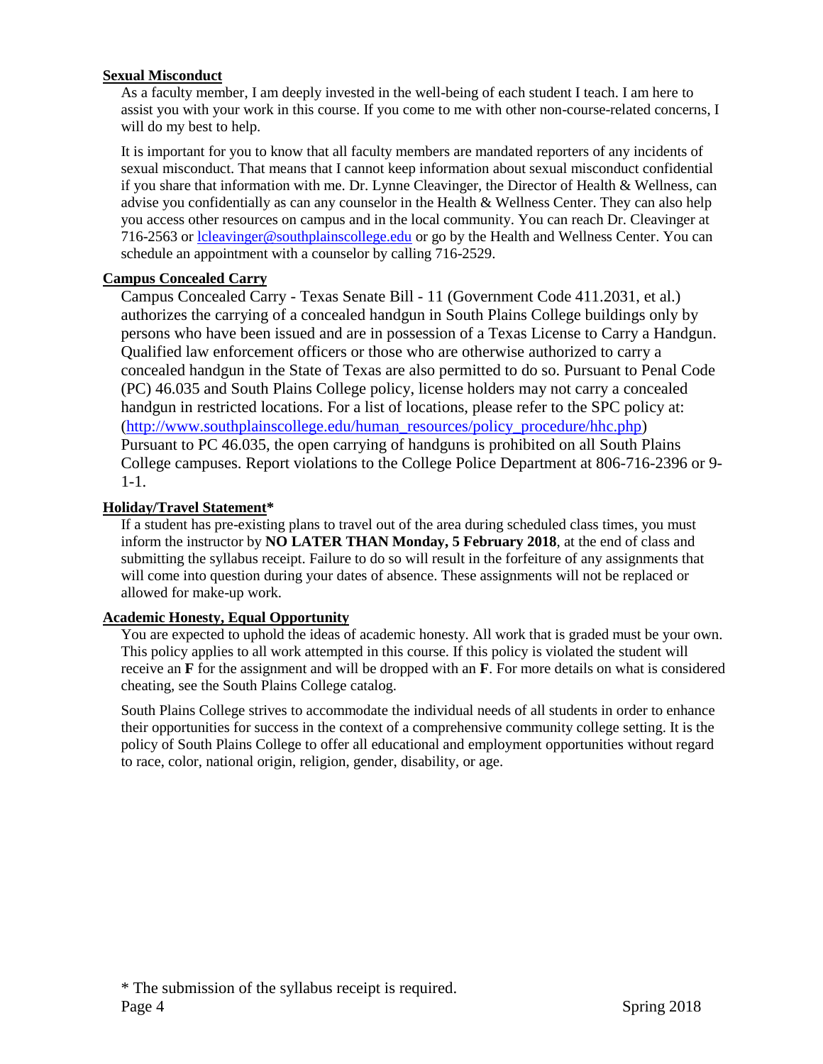**Sexual Misconduct**

As a faculty member, I am deeply invested in the well-being of each student I teach. I am here to assist you with your work in this course. If you come to me with other non-course-related concerns, I will do my best to help.

It is important for you to know that all faculty members are mandated reporters of any incidents of sexual misconduct. That means that I cannot keep information about sexual misconduct confidential if you share that information with me. Dr. Lynne Cleavinger, the Director of Health & Wellness, can advise you confidentially as can any counselor in the Health & Wellness Center. They can also help you access other resources on campus and in the local community. You can reach Dr. Cleavinger at 716-2563 or lcleavinger@southplainscollege.edu or go by the Health and Wellness Center. You can schedule an appointment with a counselor by calling 716-2529.

**Campus Concealed Carry**

Campus Concealed Carry - Texas Senate Bill - 11 (Government Code 411.2031, et al.) authorizes the carrying of a concealed handgun in South Plains College buildings only by persons who have been issued and are in possession of a Texas License to Carry a Handgun. Qualified law enforcement officers or those who are otherwise authorized to carry a concealed handgun in the State of Texas are also permitted to do so. Pursuant to Penal Code (PC) 46.035 and South Plains College policy, license holders may not carry a concealed handgun in restricted locations. For a list of locations, please refer to the SPC policy at: (http://www.southplainscollege.edu/human_resources/policy_procedure/hhc.php) Pursuant to PC 46.035, the open carrying of handguns is prohibited on all South Plains College campuses. Report violations to the College Police Department at 806-716-2396 or 9-1-1.

**Holiday/Travel Statement***

If a student has pre-existing plans to travel out of the area during scheduled class times, you must inform the instructor by **NO LATER THAN Monday, 5 February 2018**, at the end of class and submitting the syllabus receipt. Failure to do so will result in the forfeiture of any assignments that will come into question during your dates of absence. These assignments will not be replaced or allowed for make-up work.

**Academic Honesty, Equal Opportunity**

You are expected to uphold the ideas of academic honesty. All work that is graded must be your own. This policy applies to all work attempted in this course. If this policy is violated the student will receive an **F** for the assignment and will be dropped with an **F**. For more details on what is considered cheating, see the South Plains College catalog.

South Plains College strives to accommodate the individual needs of all students in order to enhance their opportunities for success in the context of a comprehensive community college setting. It is the policy of South Plains College to offer all educational and employment opportunities without regard to race, color, national origin, religion, gender, disability, or age.

* The submission of the syllabus receipt is required.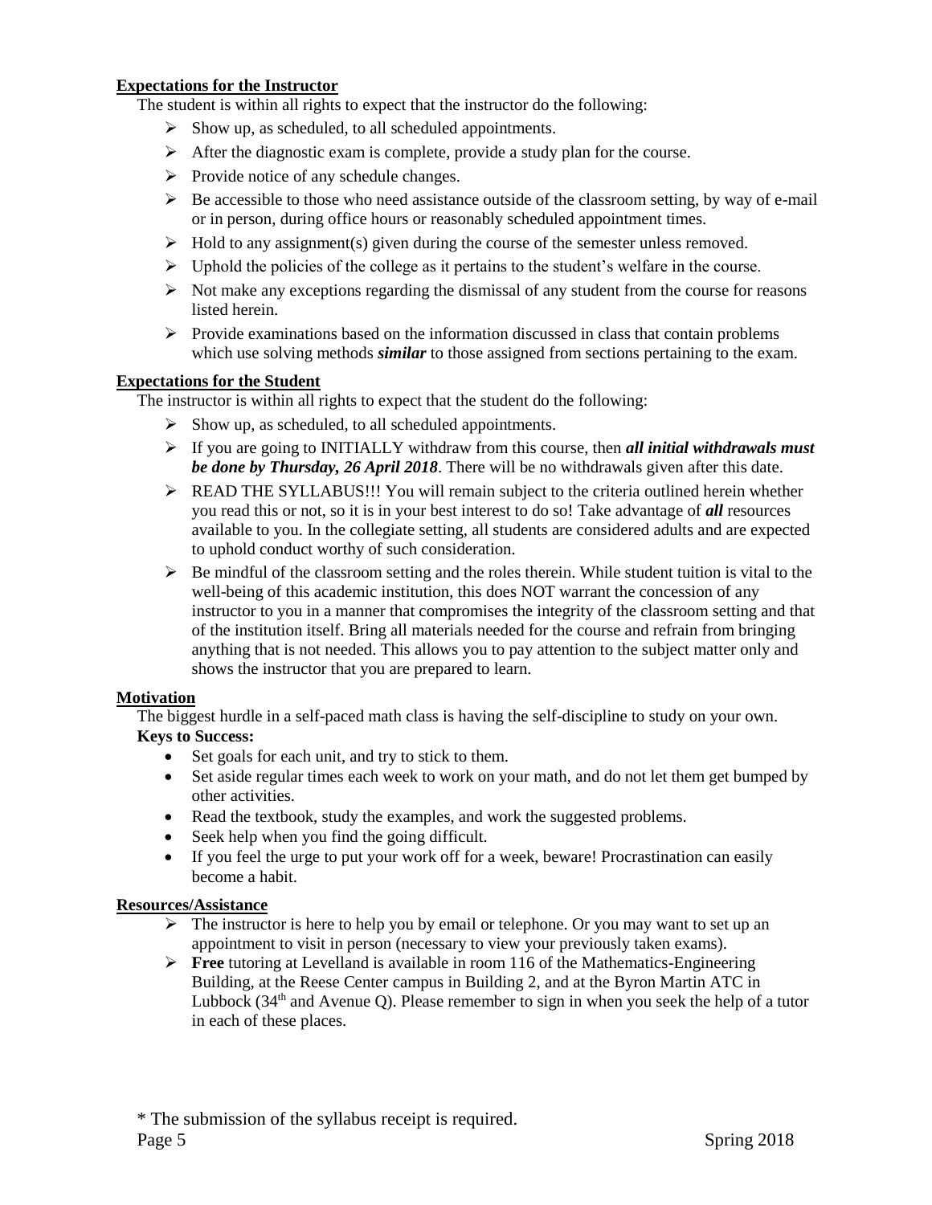**Expectations for the Instructor**

The student is within all rights to expect that the instructor do the following:

- Show up, as scheduled, to all scheduled appointments.
- After the diagnostic exam is complete, provide a study plan for the course.
- Provide notice of any schedule changes.
- Be accessible to those who need assistance outside of the classroom setting, by way of e-mail or in person, during office hours or reasonably scheduled appointment times.
- Hold to any assignment(s) given during the course of the semester unless removed.
- Uphold the policies of the college as it pertains to the student's welfare in the course.
- Not make any exceptions regarding the dismissal of any student from the course for reasons listed herein.
- Provide examinations based on the information discussed in class that contain problems which use solving methods ***similar*** to those assigned from sections pertaining to the exam.

**Expectations for the Student**

The instructor is within all rights to expect that the student do the following:

- Show up, as scheduled, to all scheduled appointments.
- If you are going to INITIALLY withdraw from this course, then ***all initial withdrawals must be done by Thursday, 26 April 2018***. There will be no withdrawals given after this date.
- READ THE SYLLABUS!!! You will remain subject to the criteria outlined herein whether you read this or not, so it is in your best interest to do so! Take advantage of ***all*** resources available to you. In the collegiate setting, all students are considered adults and are expected to uphold conduct worthy of such consideration.
- Be mindful of the classroom setting and the roles therein. While student tuition is vital to the well-being of this academic institution, this does NOT warrant the concession of any instructor to you in a manner that compromises the integrity of the classroom setting and that of the institution itself. Bring all materials needed for the course and refrain from bringing anything that is not needed. This allows you to pay attention to the subject matter only and shows the instructor that you are prepared to learn.

**Motivation**

The biggest hurdle in a self-paced math class is having the self-discipline to study on your own.

**Keys to Success:**

- Set goals for each unit, and try to stick to them.
- Set aside regular times each week to work on your math, and do not let them get bumped by other activities.
- Read the textbook, study the examples, and work the suggested problems.
- Seek help when you find the going difficult.
- If you feel the urge to put your work off for a week, beware! Procrastination can easily become a habit.

**Resources/Assistance**

- The instructor is here to help you by email or telephone. Or you may want to set up an appointment to visit in person (necessary to view your previously taken exams).
- **Free** tutoring at Levelland is available in room 116 of the Mathematics-Engineering Building, at the Reese Center campus in Building 2, and at the Byron Martin ATC in Lubbock (34th and Avenue Q). Please remember to sign in when you seek the help of a tutor in each of these places.

\* The submission of the syllabus receipt is required.